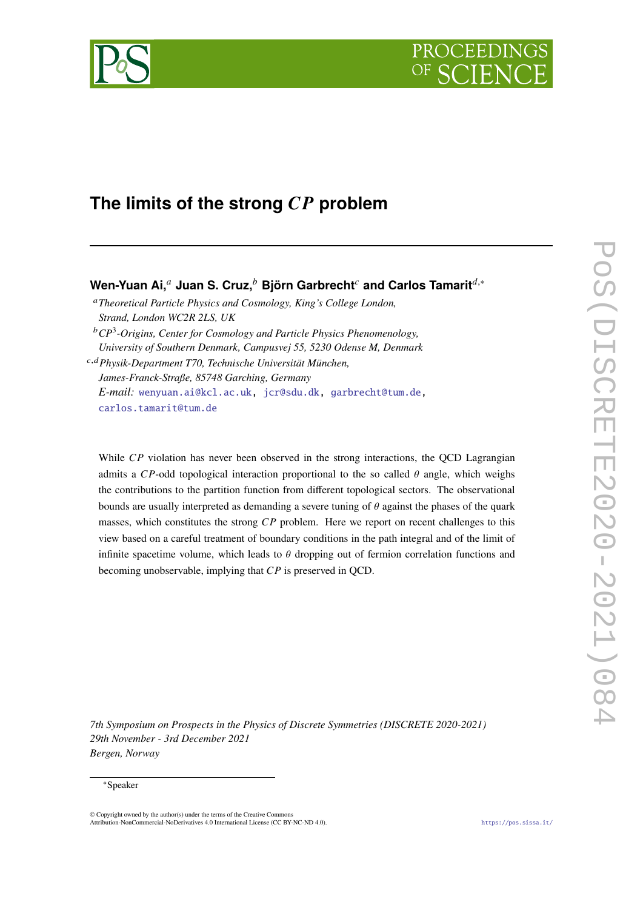# The limits of the strong $CP$ problem

**Wen-Yuan Ai,**[a] **Juan S. Cruz,**[b] **Björn Garbrecht**[c] **and Carlos Tamarit**[d,*]

[a] *Theoretical Particle Physics and Cosmology, King's College London, Strand, London WC2R 2LS, UK*

[b] *CP*[3]*-Origins, Center for Cosmology and Particle Physics Phenomenology, University of Southern Denmark, Campusvej 55, 5230 Odense M, Denmark*

[c,d] *Physik-Department T70, Technische Universität München, James-Franck-Straße, 85748 Garching, Germany*

*E-mail:* wenyuan.ai@kcl.ac.uk, jcr@sdu.dk, garbrecht@tum.de, carlos.tamarit@tum.de

While $CP$ violation has never been observed in the strong interactions, the QCD Lagrangian admits a $CP$-odd topological interaction proportional to the so called $\theta$ angle, which weighs the contributions to the partition function from different topological sectors. The observational bounds are usually interpreted as demanding a severe tuning of $\theta$ against the phases of the quark masses, which constitutes the strong $CP$ problem. Here we report on recent challenges to this view based on a careful treatment of boundary conditions in the path integral and of the limit of infinite spacetime volume, which leads to $\theta$ dropping out of fermion correlation functions and becoming unobservable, implying that $CP$ is preserved in QCD.

*7th Symposium on Prospects in the Physics of Discrete Symmetries (DISCRETE 2020-2021)*
*29th November - 3rd December 2021*
*Bergen, Norway*

*Speaker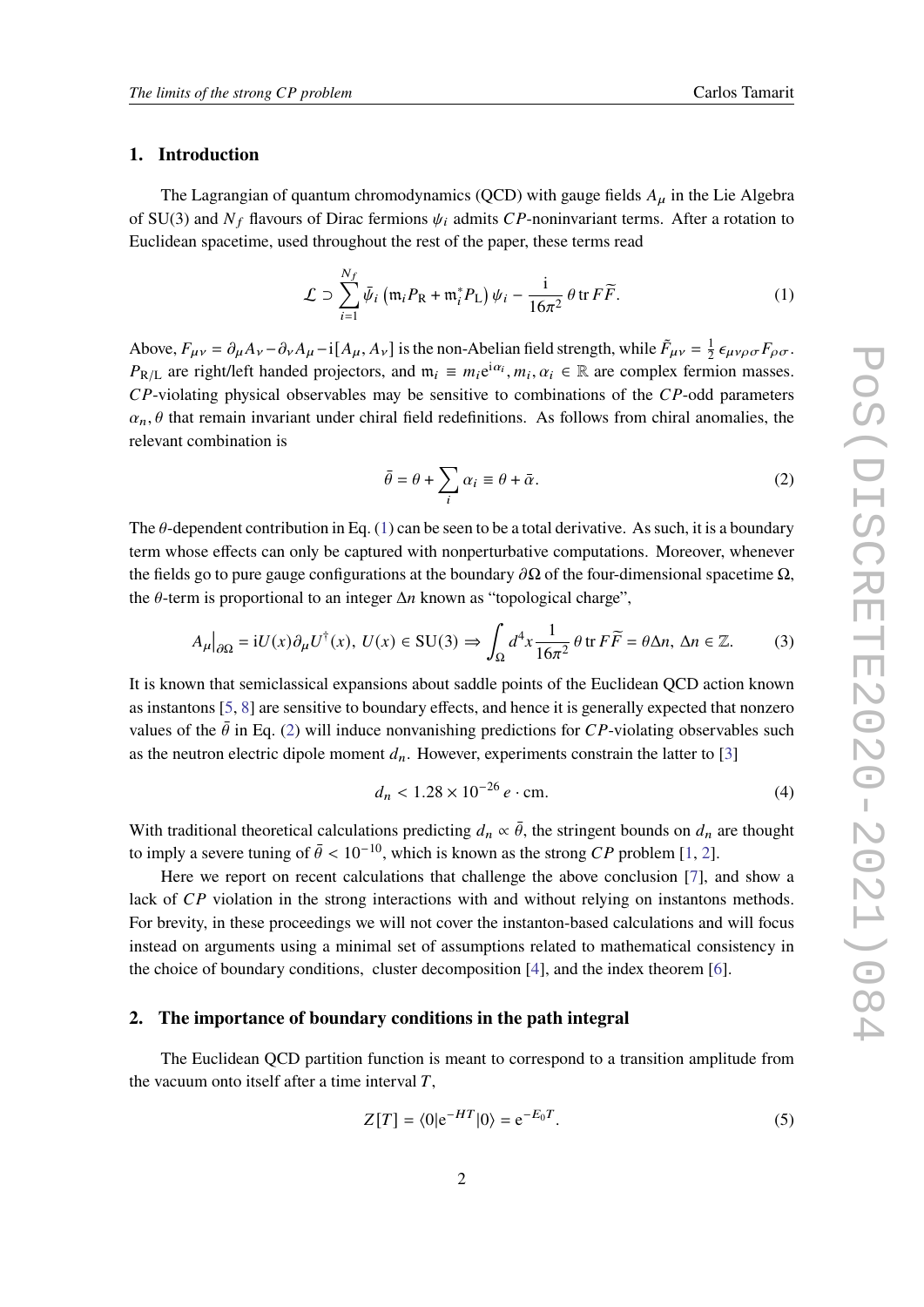## 1. Introduction

The Lagrangian of quantum chromodynamics (QCD) with gauge fields $A_\mu$ in the Lie Algebra of SU(3) and $N_f$ flavours of Dirac fermions $\psi_i$ admits $CP$-noninvariant terms. After a rotation to Euclidean spacetime, used throughout the rest of the paper, these terms read

$$\mathcal{L} \supset \sum_{i=1}^{N_f} \bar{\psi}_i \left( \mathfrak{m}_i P_{\rm R} + \mathfrak{m}_i^* P_{\rm L} \right) \psi_i - \frac{\rm i}{16\pi^2}\, \theta \,{\rm tr}\, F\widetilde{F}. \tag{1}$$

Above, $F_{\mu\nu} = \partial_\mu A_\nu - \partial_\nu A_\mu - {\rm i}[A_\mu, A_\nu]$ is the non-Abelian field strength, while $\tilde{F}_{\mu\nu} = \frac{1}{2}\,\epsilon_{\mu\nu\rho\sigma} F_{\rho\sigma}$. $P_{\rm R/L}$ are right/left handed projectors, and $\mathfrak{m}_i \equiv m_i {\rm e}^{{\rm i}\alpha_i}, m_i, \alpha_i \in \mathbb{R}$ are complex fermion masses. $CP$-violating physical observables may be sensitive to combinations of the $CP$-odd parameters $\alpha_n, \theta$ that remain invariant under chiral field redefinitions. As follows from chiral anomalies, the relevant combination is

$$\bar{\theta} = \theta + \sum_i \alpha_i \equiv \theta + \bar{\alpha}. \tag{2}$$

The $\theta$-dependent contribution in Eq. (1) can be seen to be a total derivative. As such, it is a boundary term whose effects can only be captured with nonperturbative computations. Moreover, whenever the fields go to pure gauge configurations at the boundary $\partial\Omega$ of the four-dimensional spacetime $\Omega$, the $\theta$-term is proportional to an integer $\Delta n$ known as "topological charge",

$$A_\mu\big|_{\partial\Omega} = {\rm i}U(x)\partial_\mu U^\dagger(x),\ U(x) \in {\rm SU(3)} \Rightarrow \int_\Omega d^4x \frac{1}{16\pi^2}\,\theta \,{\rm tr}\, F\widetilde{F} = \theta \Delta n,\ \Delta n \in \mathbb{Z}. \tag{3}$$

It is known that semiclassical expansions about saddle points of the Euclidean QCD action known as instantons [5, 8] are sensitive to boundary effects, and hence it is generally expected that nonzero values of the $\bar{\theta}$ in Eq. (2) will induce nonvanishing predictions for $CP$-violating observables such as the neutron electric dipole moment $d_n$. However, experiments constrain the latter to [3]

$$d_n < 1.28 \times 10^{-26}\, e \cdot {\rm cm}. \tag{4}$$

With traditional theoretical calculations predicting $d_n \propto \bar{\theta}$, the stringent bounds on $d_n$ are thought to imply a severe tuning of $\bar{\theta} < 10^{-10}$, which is known as the strong $CP$ problem [1, 2].

Here we report on recent calculations that challenge the above conclusion [7], and show a lack of $CP$ violation in the strong interactions with and without relying on instantons methods. For brevity, in these proceedings we will not cover the instanton-based calculations and will focus instead on arguments using a minimal set of assumptions related to mathematical consistency in the choice of boundary conditions, cluster decomposition [4], and the index theorem [6].

## 2. The importance of boundary conditions in the path integral

The Euclidean QCD partition function is meant to correspond to a transition amplitude from the vacuum onto itself after a time interval $T$,

$$Z[T] = \langle 0|{\rm e}^{-HT}|0\rangle = {\rm e}^{-E_0 T}. \tag{5}$$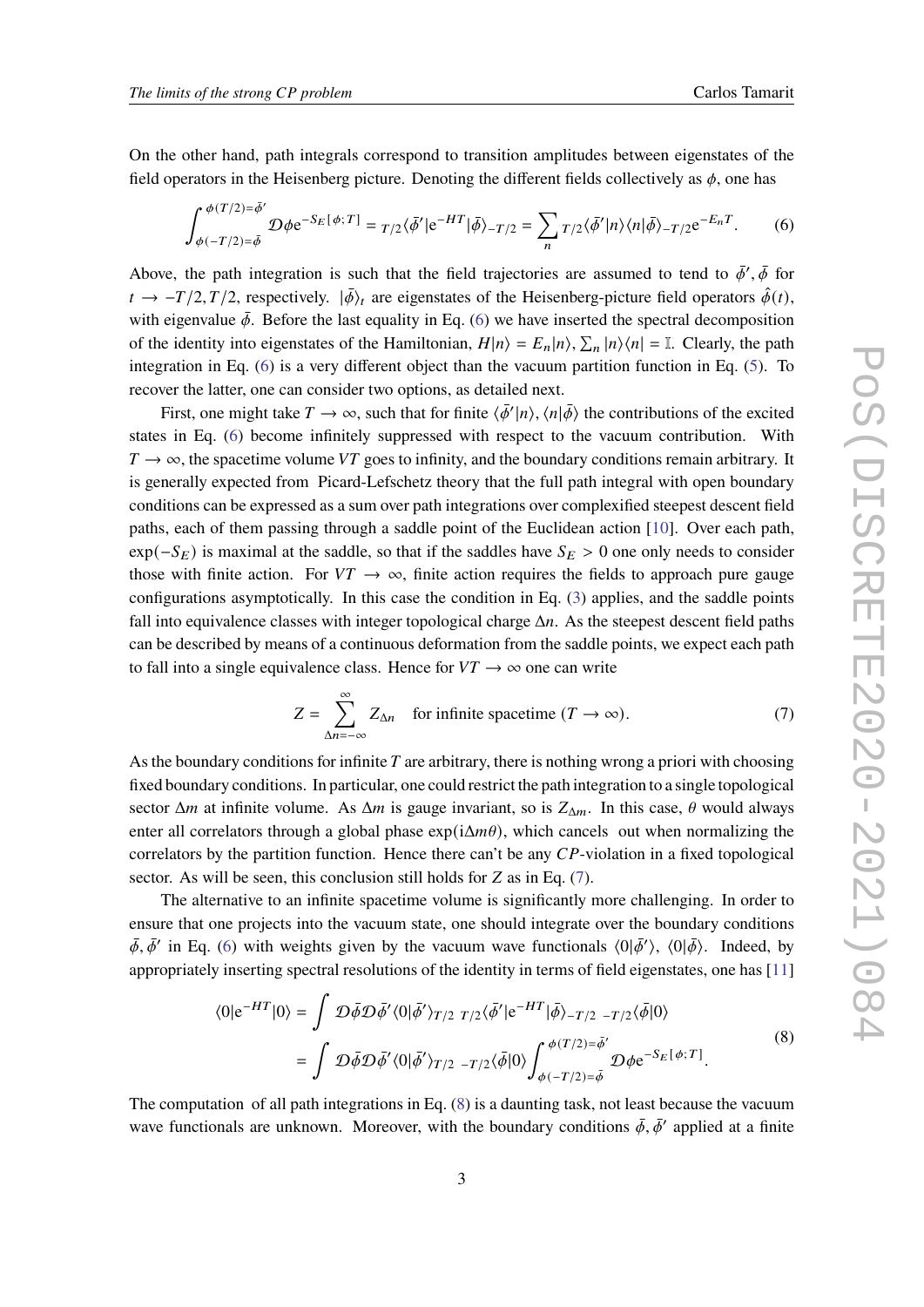On the other hand, path integrals correspond to transition amplitudes between eigenstates of the field operators in the Heisenberg picture. Denoting the different fields collectively as $\phi$, one has

$$\int_{\phi(-T/2)=\bar\phi}^{\phi(T/2)=\bar\phi'} \mathcal{D}\phi \, e^{-S_E[\phi;T]} = {}_{T/2}\langle\bar\phi'|e^{-HT}|\bar\phi\rangle_{-T/2} = \sum_n {}_{T/2}\langle\bar\phi'|n\rangle\langle n|\bar\phi\rangle_{-T/2}e^{-E_nT}. \tag{6}$$

Above, the path integration is such that the field trajectories are assumed to tend to $\bar\phi', \bar\phi$ for $t \to -T/2, T/2$, respectively. $|\bar\phi\rangle_t$ are eigenstates of the Heisenberg-picture field operators $\hat\phi(t)$, with eigenvalue $\bar\phi$. Before the last equality in Eq. (6) we have inserted the spectral decomposition of the identity into eigenstates of the Hamiltonian, $H|n\rangle = E_n|n\rangle$, $\sum_n |n\rangle\langle n| = \mathbb{I}$. Clearly, the path integration in Eq. (6) is a very different object than the vacuum partition function in Eq. (5). To recover the latter, one can consider two options, as detailed next.

First, one might take $T \to \infty$, such that for finite $\langle\bar\phi'|n\rangle, \langle n|\bar\phi\rangle$ the contributions of the excited states in Eq. (6) become infinitely suppressed with respect to the vacuum contribution. With $T \to \infty$, the spacetime volume $VT$ goes to infinity, and the boundary conditions remain arbitrary. It is generally expected from Picard-Lefschetz theory that the full path integral with open boundary conditions can be expressed as a sum over path integrations over complexified steepest descent field paths, each of them passing through a saddle point of the Euclidean action [10]. Over each path, $\exp(-S_E)$ is maximal at the saddle, so that if the saddles have $S_E > 0$ one only needs to consider those with finite action. For $VT \to \infty$, finite action requires the fields to approach pure gauge configurations asymptotically. In this case the condition in Eq. (3) applies, and the saddle points fall into equivalence classes with integer topological charge $\Delta n$. As the steepest descent field paths can be described by means of a continuous deformation from the saddle points, we expect each path to fall into a single equivalence class. Hence for $VT \to \infty$ one can write

$$Z = \sum_{\Delta n=-\infty}^{\infty} Z_{\Delta n} \quad \text{for infinite spacetime } (T \to \infty). \tag{7}$$

As the boundary conditions for infinite $T$ are arbitrary, there is nothing wrong a priori with choosing fixed boundary conditions. In particular, one could restrict the path integration to a single topological sector $\Delta m$ at infinite volume. As $\Delta m$ is gauge invariant, so is $Z_{\Delta m}$. In this case, $\theta$ would always enter all correlators through a global phase $\exp(i\Delta m\theta)$, which cancels out when normalizing the correlators by the partition function. Hence there can't be any $CP$-violation in a fixed topological sector. As will be seen, this conclusion still holds for $Z$ as in Eq. (7).

The alternative to an infinite spacetime volume is significantly more challenging. In order to ensure that one projects into the vacuum state, one should integrate over the boundary conditions $\bar\phi, \bar\phi'$ in Eq. (6) with weights given by the vacuum wave functionals $\langle 0|\bar\phi'\rangle$, $\langle 0|\bar\phi\rangle$. Indeed, by appropriately inserting spectral resolutions of the identity in terms of field eigenstates, one has [11]

$$\begin{aligned}
\langle 0|e^{-HT}|0\rangle &= \int \mathcal{D}\bar\phi\mathcal{D}\bar\phi' \langle 0|\bar\phi'\rangle_{T/2}\; {}_{T/2}\langle\bar\phi'|e^{-HT}|\bar\phi\rangle_{-T/2}\; {}_{-T/2}\langle\bar\phi|0\rangle \\
&= \int \mathcal{D}\bar\phi\mathcal{D}\bar\phi' \langle 0|\bar\phi'\rangle_{T/2}\; {}_{-T/2}\langle\bar\phi|0\rangle \int_{\phi(-T/2)=\bar\phi}^{\phi(T/2)=\bar\phi'} \mathcal{D}\phi \, e^{-S_E[\phi;T]}.
\end{aligned} \tag{8}$$

The computation of all path integrations in Eq. (8) is a daunting task, not least because the vacuum wave functionals are unknown. Moreover, with the boundary conditions $\bar\phi, \bar\phi'$ applied at a finite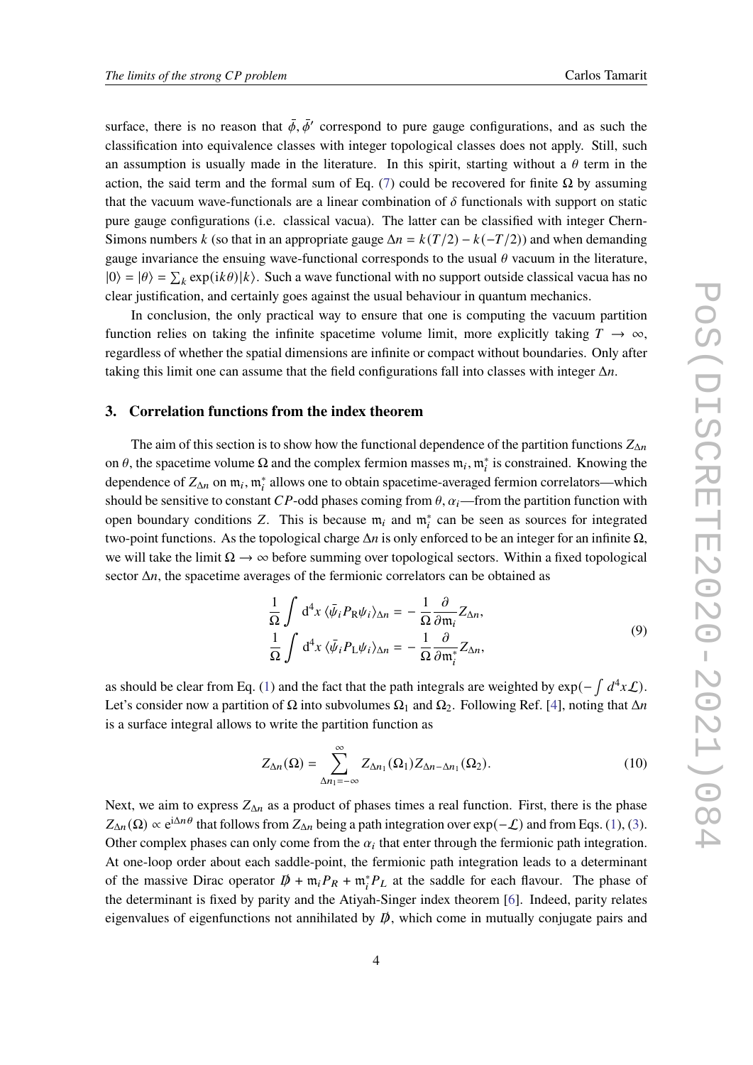surface, there is no reason that $\bar{\phi}, \bar{\phi}'$ correspond to pure gauge configurations, and as such the classification into equivalence classes with integer topological classes does not apply. Still, such an assumption is usually made in the literature. In this spirit, starting without a $\theta$ term in the action, the said term and the formal sum of Eq. (7) could be recovered for finite $\Omega$ by assuming that the vacuum wave-functionals are a linear combination of $\delta$ functionals with support on static pure gauge configurations (i.e. classical vacua). The latter can be classified with integer Chern-Simons numbers $k$ (so that in an appropriate gauge $\Delta n = k(T/2) - k(-T/2)$) and when demanding gauge invariance the ensuing wave-functional corresponds to the usual $\theta$ vacuum in the literature, $|0\rangle = |\theta\rangle = \sum_k \exp(ik\theta)|k\rangle$. Such a wave functional with no support outside classical vacua has no clear justification, and certainly goes against the usual behaviour in quantum mechanics.

In conclusion, the only practical way to ensure that one is computing the vacuum partition function relies on taking the infinite spacetime volume limit, more explicitly taking $T \to \infty$, regardless of whether the spatial dimensions are infinite or compact without boundaries. Only after taking this limit one can assume that the field configurations fall into classes with integer $\Delta n$.

## 3. Correlation functions from the index theorem

The aim of this section is to show how the functional dependence of the partition functions $Z_{\Delta n}$ on $\theta$, the spacetime volume $\Omega$ and the complex fermion masses $\mathfrak{m}_i, \mathfrak{m}_i^*$ is constrained. Knowing the dependence of $Z_{\Delta n}$ on $\mathfrak{m}_i, \mathfrak{m}_i^*$ allows one to obtain spacetime-averaged fermion correlators—which should be sensitive to constant $CP$-odd phases coming from $\theta, \alpha_i$—from the partition function with open boundary conditions $Z$. This is because $\mathfrak{m}_i$ and $\mathfrak{m}_i^*$ can be seen as sources for integrated two-point functions. As the topological charge $\Delta n$ is only enforced to be an integer for an infinite $\Omega$, we will take the limit $\Omega \to \infty$ before summing over topological sectors. Within a fixed topological sector $\Delta n$, the spacetime averages of the fermionic correlators can be obtained as

$$
\begin{aligned}
\frac{1}{\Omega}\int \mathrm{d}^4x \,\langle \bar{\psi}_i P_{\mathrm{R}} \psi_i \rangle_{\Delta n} &= -\frac{1}{\Omega}\frac{\partial}{\partial \mathfrak{m}_i} Z_{\Delta n}, \\
\frac{1}{\Omega}\int \mathrm{d}^4x \,\langle \bar{\psi}_i P_{\mathrm{L}} \psi_i \rangle_{\Delta n} &= -\frac{1}{\Omega}\frac{\partial}{\partial \mathfrak{m}_i^*} Z_{\Delta n},
\end{aligned}
\tag{9}
$$

as should be clear from Eq. (1) and the fact that the path integrals are weighted by $\exp(-\int d^4x \mathcal{L})$. Let's consider now a partition of $\Omega$ into subvolumes $\Omega_1$ and $\Omega_2$. Following Ref. [4], noting that $\Delta n$ is a surface integral allows to write the partition function as

$$
Z_{\Delta n}(\Omega) = \sum_{\Delta n_1 = -\infty}^{\infty} Z_{\Delta n_1}(\Omega_1) Z_{\Delta n - \Delta n_1}(\Omega_2). \tag{10}
$$

Next, we aim to express $Z_{\Delta n}$ as a product of phases times a real function. First, there is the phase $Z_{\Delta n}(\Omega) \propto e^{i\Delta n \theta}$ that follows from $Z_{\Delta n}$ being a path integration over $\exp(-\mathcal{L})$ and from Eqs. (1), (3). Other complex phases can only come from the $\alpha_i$ that enter through the fermionic path integration. At one-loop order about each saddle-point, the fermionic path integration leads to a determinant of the massive Dirac operator $\not{D} + \mathfrak{m}_i P_R + \mathfrak{m}_i^* P_L$ at the saddle for each flavour. The phase of the determinant is fixed by parity and the Atiyah-Singer index theorem [6]. Indeed, parity relates eigenvalues of eigenfunctions not annihilated by $\not{D}$, which come in mutually conjugate pairs and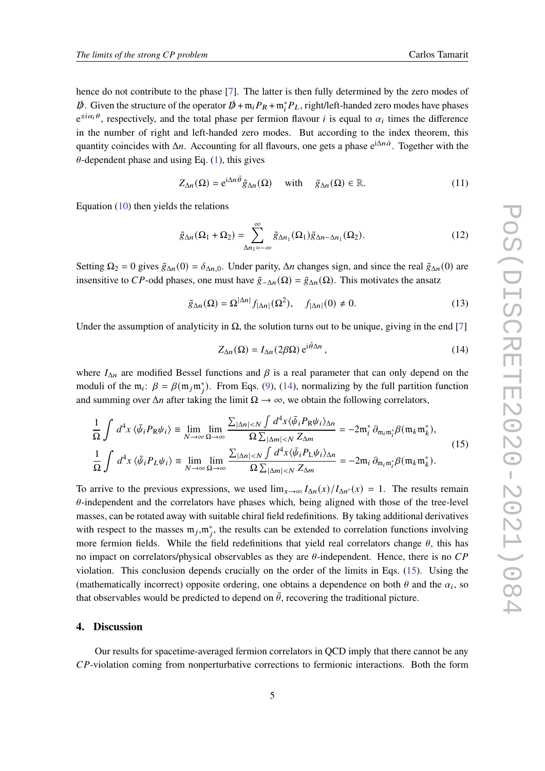hence do not contribute to the phase [7]. The latter is then fully determined by the zero modes of $\not{D}$. Given the structure of the operator $\not{D} + \mathfrak{m}_i P_R + \mathfrak{m}_i^* P_L$, right/left-handed zero modes have phases $e^{\pm i\alpha_i \theta}$, respectively, and the total phase per fermion flavour $i$ is equal to $\alpha_i$ times the difference in the number of right and left-handed zero modes. But according to the index theorem, this quantity coincides with $\Delta n$. Accounting for all flavours, one gets a phase $e^{i\Delta n \bar{\alpha}}$. Together with the $\theta$-dependent phase and using Eq. (1), this gives

$$Z_{\Delta n}(\Omega) = e^{i\Delta n \bar{\theta}} \tilde{g}_{\Delta n}(\Omega) \quad \text{with} \quad \tilde{g}_{\Delta n}(\Omega) \in \mathbb{R}. \tag{11}$$

Equation (10) then yields the relations

$$\tilde{g}_{\Delta n}(\Omega_1 + \Omega_2) = \sum_{\Delta n_1 = -\infty}^{\infty} \tilde{g}_{\Delta n_1}(\Omega_1) \tilde{g}_{\Delta n - \Delta n_1}(\Omega_2). \tag{12}$$

Setting $\Omega_2 = 0$ gives $\tilde{g}_{\Delta n}(0) = \delta_{\Delta n, 0}$. Under parity, $\Delta n$ changes sign, and since the real $\tilde{g}_{\Delta n}(0)$ are insensitive to $CP$-odd phases, one must have $\tilde{g}_{-\Delta n}(\Omega) = \tilde{g}_{\Delta n}(\Omega)$. This motivates the ansatz

$$\tilde{g}_{\Delta n}(\Omega) = \Omega^{|\Delta n|} f_{|\Delta n|}(\Omega^2), \quad f_{|\Delta n|}(0) \neq 0. \tag{13}$$

Under the assumption of analyticity in $\Omega$, the solution turns out to be unique, giving in the end [7]

$$Z_{\Delta n}(\Omega) = I_{\Delta n}(2\beta\Omega)\, e^{i\bar{\theta}\Delta n}, \tag{14}$$

where $I_{\Delta n}$ are modified Bessel functions and $\beta$ is a real parameter that can only depend on the moduli of the $\mathfrak{m}_i$: $\beta = \beta(\mathfrak{m}_j \mathfrak{m}_j^*)$. From Eqs. (9), (14), normalizing by the full partition function and summing over $\Delta n$ after taking the limit $\Omega \to \infty$, we obtain the following correlators,

$$\begin{aligned}
\frac{1}{\Omega}\int d^4x\, \langle \bar{\psi}_i P_R \psi_i \rangle &\equiv \lim_{N\to\infty} \lim_{\Omega\to\infty} \frac{\sum_{|\Delta n|<N} \int d^4x \langle \bar{\psi}_i P_R \psi_i \rangle_{\Delta n}}{\Omega \sum_{|\Delta m|<N} Z_{\Delta m}} = -2\mathfrak{m}_i^* \, \partial_{\mathfrak{m}_i \mathfrak{m}_i^*} \beta(\mathfrak{m}_k \mathfrak{m}_k^*), \\
\frac{1}{\Omega}\int d^4x\, \langle \bar{\psi}_i P_L \psi_i \rangle &\equiv \lim_{N\to\infty} \lim_{\Omega\to\infty} \frac{\sum_{|\Delta n|<N} \int d^4x \langle \bar{\psi}_i P_L \psi_i \rangle_{\Delta n}}{\Omega \sum_{|\Delta m|<N} Z_{\Delta m}} = -2\mathfrak{m}_i \, \partial_{\mathfrak{m}_i \mathfrak{m}_i^*} \beta(\mathfrak{m}_k \mathfrak{m}_k^*).
\end{aligned} \tag{15}$$

To arrive to the previous expressions, we used $\lim_{x\to\infty} I_{\Delta n}(x)/I_{\Delta n'}(x) = 1$. The results remain $\theta$-independent and the correlators have phases which, being aligned with those of the tree-level masses, can be rotated away with suitable chiral field redefinitions. By taking additional derivatives with respect to the masses $\mathfrak{m}_j, \mathfrak{m}_j^*$, the results can be extended to correlation functions involving more fermion fields. While the field redefinitions that yield real correlators change $\theta$, this has no impact on correlators/physical observables as they are $\theta$-independent. Hence, there is no $CP$ violation. This conclusion depends crucially on the order of the limits in Eqs. (15). Using the (mathematically incorrect) opposite ordering, one obtains a dependence on both $\theta$ and the $\alpha_i$, so that observables would be predicted to depend on $\bar{\theta}$, recovering the traditional picture.

## 4. Discussion

Our results for spacetime-averaged fermion correlators in QCD imply that there cannot be any $CP$-violation coming from nonperturbative corrections to fermionic interactions. Both the form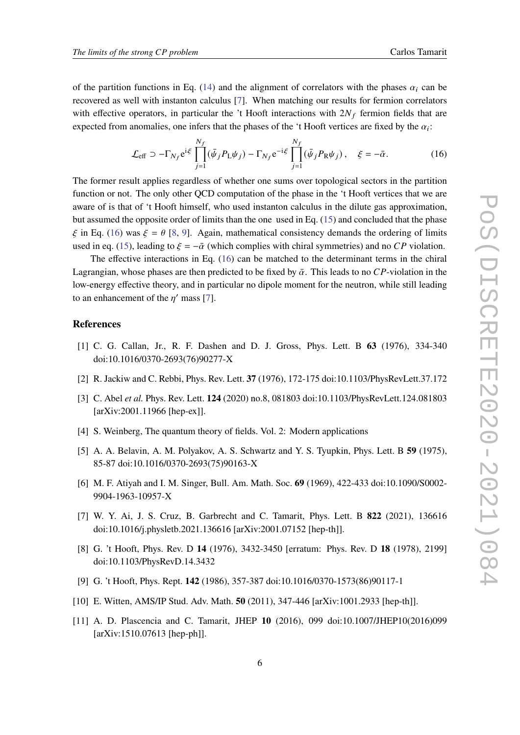of the partition functions in Eq. (14) and the alignment of correlators with the phases $\alpha_i$ can be recovered as well with instanton calculus [7]. When matching our results for fermion correlators with effective operators, in particular the 't Hooft interactions with $2N_f$ fermion fields that are expected from anomalies, one infers that the phases of the 't Hooft vertices are fixed by the $\alpha_i$:

$$\mathcal{L}_{\rm eff} \supset -\Gamma_{N_f} e^{i\xi} \prod_{j=1}^{N_f} (\bar{\psi}_j P_{\rm L} \psi_j) - \Gamma_{N_f} e^{-i\xi} \prod_{j=1}^{N_f} (\bar{\psi}_j P_{\rm R} \psi_j), \quad \xi = -\bar{\alpha}. \tag{16}$$

The former result applies regardless of whether one sums over topological sectors in the partition function or not. The only other QCD computation of the phase in the 't Hooft vertices that we are aware of is that of 't Hooft himself, who used instanton calculus in the dilute gas approximation, but assumed the opposite order of limits than the one used in Eq. (15) and concluded that the phase $\xi$ in Eq. (16) was $\xi = \theta$ [8, 9]. Again, mathematical consistency demands the ordering of limits used in eq. (15), leading to $\xi = -\bar{\alpha}$ (which complies with chiral symmetries) and no $CP$ violation.

The effective interactions in Eq. (16) can be matched to the determinant terms in the chiral Lagrangian, whose phases are then predicted to be fixed by $\bar{\alpha}$. This leads to no $CP$-violation in the low-energy effective theory, and in particular no dipole moment for the neutron, while still leading to an enhancement of the $\eta'$ mass [7].

## References

[1] C. G. Callan, Jr., R. F. Dashen and D. J. Gross, Phys. Lett. B **63** (1976), 334-340 doi:10.1016/0370-2693(76)90277-X

[2] R. Jackiw and C. Rebbi, Phys. Rev. Lett. **37** (1976), 172-175 doi:10.1103/PhysRevLett.37.172

[3] C. Abel *et al.* Phys. Rev. Lett. **124** (2020) no.8, 081803 doi:10.1103/PhysRevLett.124.081803 [arXiv:2001.11966 [hep-ex]].

[4] S. Weinberg, The quantum theory of fields. Vol. 2: Modern applications

[5] A. A. Belavin, A. M. Polyakov, A. S. Schwartz and Y. S. Tyupkin, Phys. Lett. B **59** (1975), 85-87 doi:10.1016/0370-2693(75)90163-X

[6] M. F. Atiyah and I. M. Singer, Bull. Am. Math. Soc. **69** (1969), 422-433 doi:10.1090/S0002-9904-1963-10957-X

[7] W. Y. Ai, J. S. Cruz, B. Garbrecht and C. Tamarit, Phys. Lett. B **822** (2021), 136616 doi:10.1016/j.physletb.2021.136616 [arXiv:2001.07152 [hep-th]].

[8] G. 't Hooft, Phys. Rev. D **14** (1976), 3432-3450 [erratum: Phys. Rev. D **18** (1978), 2199] doi:10.1103/PhysRevD.14.3432

[9] G. 't Hooft, Phys. Rept. **142** (1986), 357-387 doi:10.1016/0370-1573(86)90117-1

[10] E. Witten, AMS/IP Stud. Adv. Math. **50** (2011), 347-446 [arXiv:1001.2933 [hep-th]].

[11] A. D. Plascencia and C. Tamarit, JHEP **10** (2016), 099 doi:10.1007/JHEP10(2016)099 [arXiv:1510.07613 [hep-ph]].